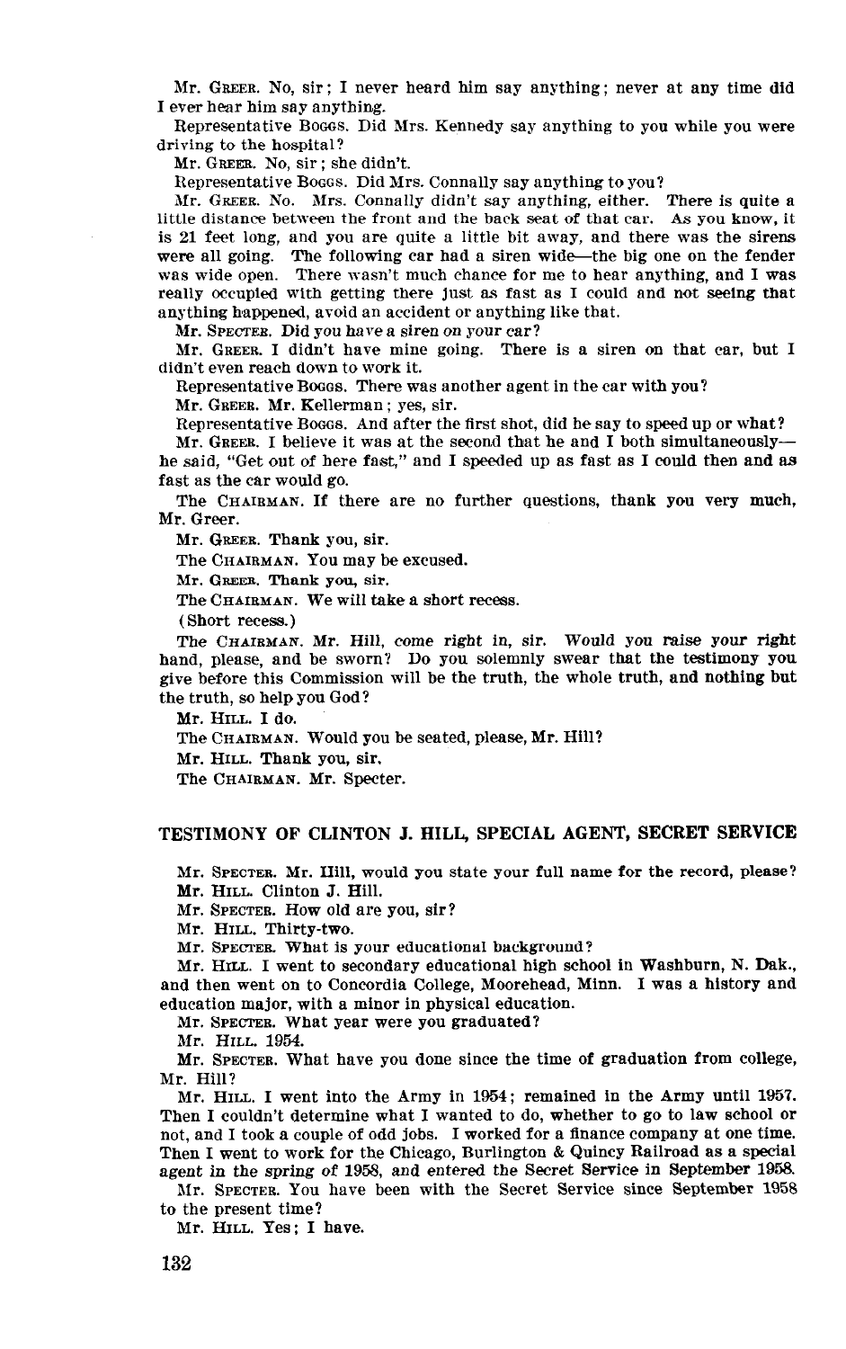Mr. GREER. No, sir; I never heard him say anything; never at any time did I ever hear him say anything.

Representative BOGGS. Did Mrs. Kennedy say anything to you while you were driving to the hospital?

Mr. GREER. No, sir; she didn't.

Representative BOGGS. Did Mrs. Connally say anything to you?

Mr. GREER. No. Mrs. Connally didn't say anything, either. There is quite a little distance between the front and the back seat of that car. As you know, it is 21 feet long, and you are quite a little bit away, and there was the sirens were all going. The following car had a siren wide—the big one on the fender was wide open. There wasn't much chance for me to hear anything, and I was really occupied with getting there just as fast as I could and not seeing that anything happened, avoid an accident or anything like that.

Mr. SPECTER. Did you have a siren on your car?

Mr. GREER. I didn't have mine going. There is a siren on that car, but I didn't even reach down to work it.

Representative BOGGS. There was another agent in the car with you?

Mr. GREER. Mr. Kellerman; yes, sir.

Representative BOGGS. And after the first shot, did he say to speed up or what?

Mr. GREER. I believe it was at the second that he and I both simultaneously—he said, "Get out of here fast," and I speeded up as fast as I could then and as fast as the car would go.

The CHAIRMAN. If there are no further questions, thank you very much, Mr. Greer.

Mr. GREER. Thank you, sir.

The CHAIRMAN. You may be excused.

Mr. GREER. Thank you, sir.

The CHAIRMAN. We will take a short recess.

(Short recess.)

The CHAIRMAN. Mr. Hill, come right in, sir. Would you raise your right hand, please, and be sworn? Do you solemnly swear that the testimony you give before this Commission will be the truth, the whole truth, and nothing but the truth, so help you God?

Mr. HILL. I do.

The CHAIRMAN. Would you be seated, please, Mr. Hill?

Mr. HILL. Thank you, sir.

The CHAIRMAN. Mr. Specter.

## TESTIMONY OF CLINTON J. HILL, SPECIAL AGENT, SECRET SERVICE

Mr. SPECTER. Mr. Hill, would you state your full name for the record, please?

Mr. HILL. Clinton J. Hill.

Mr. SPECTER. How old are you, sir?

Mr. HILL. Thirty-two.

Mr. SPECTER. What is your educational background?

Mr. HILL. I went to secondary educational high school in Washburn, N. Dak., and then went on to Concordia College, Moorehead, Minn. I was a history and education major, with a minor in physical education.

Mr. SPECTER. What year were you graduated?

Mr. HILL. 1954.

Mr. SPECTER. What have you done since the time of graduation from college, Mr. Hill?

Mr. HILL. I went into the Army in 1954; remained in the Army until 1957. Then I couldn't determine what I wanted to do, whether to go to law school or not, and I took a couple of odd jobs. I worked for a finance company at one time. Then I went to work for the Chicago, Burlington & Quincy Railroad as a special agent in the spring of 1958, and entered the Secret Service in September 1958.

Mr. SPECTER. You have been with the Secret Service since September 1958 to the present time?

Mr. HILL. Yes; I have.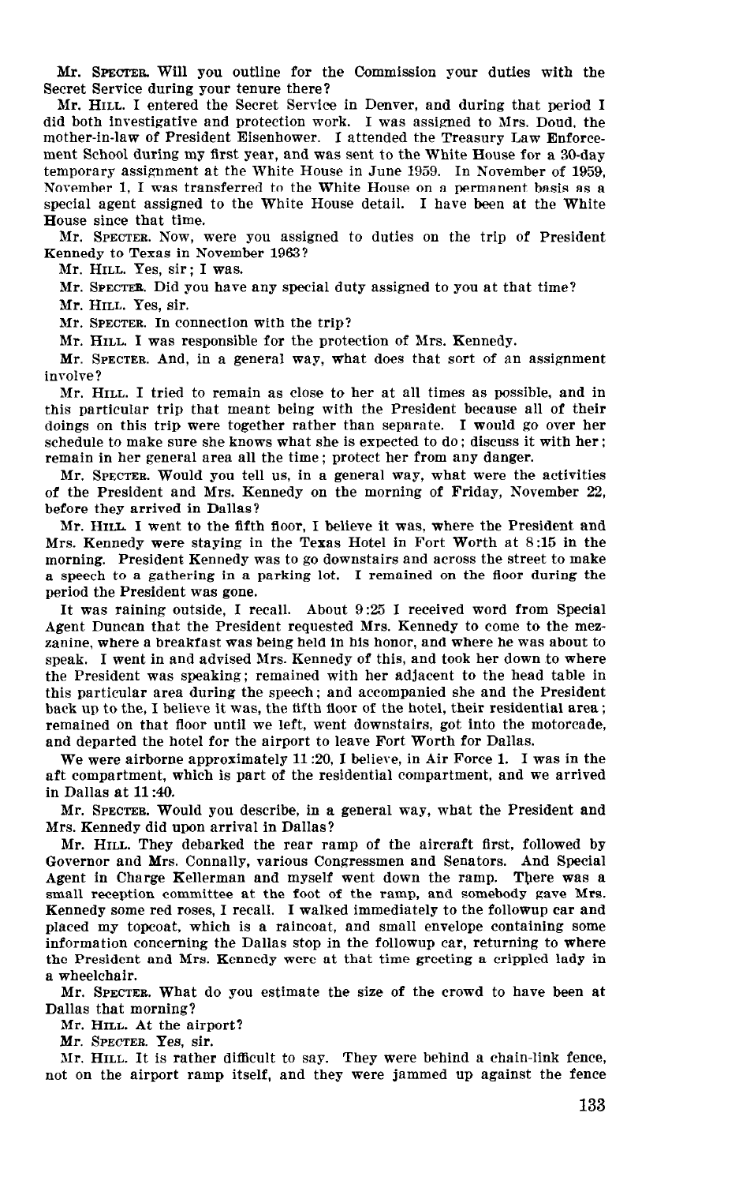Mr. SPECTER. Will you outline for the Commission your duties with the Secret Service during your tenure there?

Mr. HILL. I entered the Secret Service in Denver, and during that period I did both investigative and protection work. I was assigned to Mrs. Doud, the mother-in-law of President Eisenhower. I attended the Treasury Law Enforcement School during my first year, and was sent to the White House for a 30-day temporary assignment at the White House in June 1959. In November of 1959, November 1, I was transferred to the White House on a permanent basis as a special agent assigned to the White House detail. I have been at the White House since that time.

Mr. SPECTER. Now, were you assigned to duties on the trip of President Kennedy to Texas in November 1963?

Mr. HILL. Yes, sir; I was.

Mr. SPECTER. Did you have any special duty assigned to you at that time?

Mr. HILL. Yes, sir.

Mr. SPECTER. In connection with the trip?

Mr. HILL. I was responsible for the protection of Mrs. Kennedy.

Mr. SPECTER. And, in a general way, what does that sort of an assignment involve?

Mr. HILL. I tried to remain as close to her at all times as possible, and in this particular trip that meant being with the President because all of their doings on this trip were together rather than separate. I would go over her schedule to make sure she knows what she is expected to do; discuss it with her; remain in her general area all the time; protect her from any danger.

Mr. SPECTER. Would you tell us, in a general way, what were the activities of the President and Mrs. Kennedy on the morning of Friday, November 22, before they arrived in Dallas?

Mr. HILL. I went to the fifth floor, I believe it was, where the President and Mrs. Kennedy were staying in the Texas Hotel in Fort Worth at 8:15 in the morning. President Kennedy was to go downstairs and across the street to make a speech to a gathering in a parking lot. I remained on the floor during the period the President was gone.

It was raining outside, I recall. About 9:25 I received word from Special Agent Duncan that the President requested Mrs. Kennedy to come to the mezzanine, where a breakfast was being held in his honor, and where he was about to speak. I went in and advised Mrs. Kennedy of this, and took her down to where the President was speaking; remained with her adjacent to the head table in this particular area during the speech; and accompanied she and the President back up to the, I believe it was, the fifth floor of the hotel, their residential area; remained on that floor until we left, went downstairs, got into the motorcade, and departed the hotel for the airport to leave Fort Worth for Dallas.

We were airborne approximately 11:20, I believe, in Air Force 1. I was in the aft compartment, which is part of the residential compartment, and we arrived in Dallas at 11:40.

Mr. SPECTER. Would you describe, in a general way, what the President and Mrs. Kennedy did upon arrival in Dallas?

Mr. HILL. They debarked the rear ramp of the aircraft first, followed by Governor and Mrs. Connally, various Congressmen and Senators. And Special Agent in Charge Kellerman and myself went down the ramp. There was a small reception committee at the foot of the ramp, and somebody gave Mrs. Kennedy some red roses, I recall. I walked immediately to the followup car and placed my topcoat, which is a raincoat, and small envelope containing some information concerning the Dallas stop in the followup car, returning to where the President and Mrs. Kennedy were at that time greeting a crippled lady in a wheelchair.

Mr. SPECTER. What do you estimate the size of the crowd to have been at Dallas that morning?

Mr. HILL. At the airport?

Mr. SPECTER. Yes, sir.

Mr. HILL. It is rather difficult to say. They were behind a chain-link fence, not on the airport ramp itself, and they were jammed up against the fence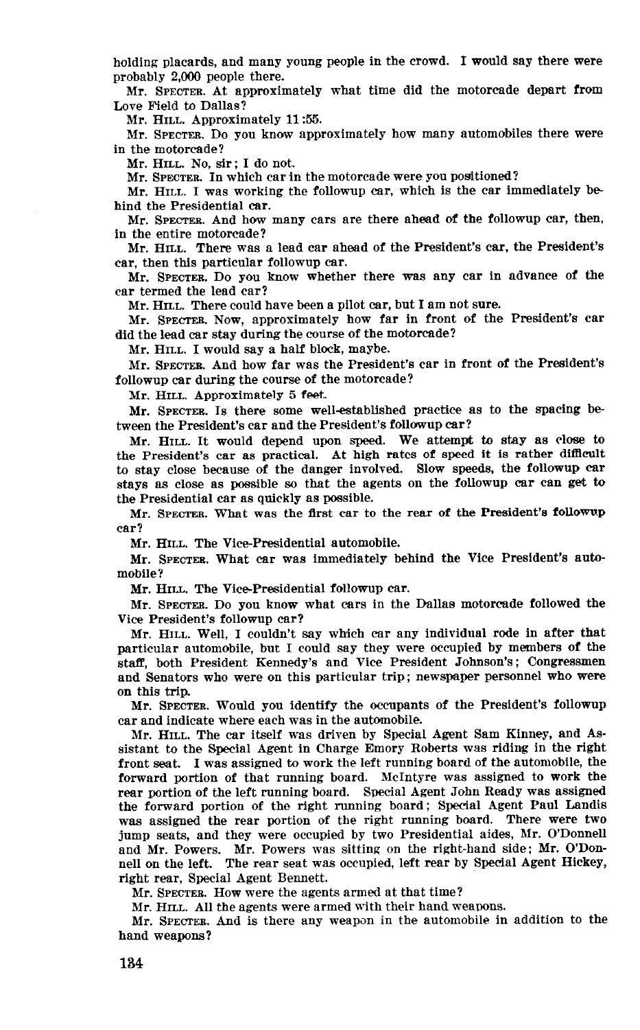holding placards, and many young people in the crowd. I would say there were probably 2,000 people there.

Mr. SPECTER. At approximately what time did the motorcade depart from Love Field to Dallas?

Mr. HILL. Approximately 11:55.

Mr. SPECTER. Do you know approximately how many automobiles there were in the motorcade?

Mr. HILL. No, sir; I do not.

Mr. SPECTER. In which car in the motorcade were you positioned?

Mr. HILL. I was working the followup car, which is the car immediately behind the Presidential car.

Mr. SPECTER. And how many cars are there ahead of the followup car, then, in the entire motorcade?

Mr. HILL. There was a lead car ahead of the President's car, the President's car, then this particular followup car.

Mr. SPECTER. Do you know whether there was any car in advance of the car termed the lead car?

Mr. HILL. There could have been a pilot car, but I am not sure.

Mr. SPECTER. Now, approximately how far in front of the President's car did the lead car stay during the course of the motorcade?

Mr. HILL. I would say a half block, maybe.

Mr. SPECTER. And how far was the President's car in front of the President's followup car during the course of the motorcade?

Mr. HILL. Approximately 5 feet.

Mr. SPECTER. Is there some well-established practice as to the spacing between the President's car and the President's followup car?

Mr. HILL. It would depend upon speed. We attempt to stay as close to the President's car as practical. At high rates of speed it is rather difficult to stay close because of the danger involved. Slow speeds, the followup car stays as close as possible so that the agents on the followup car can get to the Presidential car as quickly as possible.

Mr. SPECTER. What was the first car to the rear of the President's followup car?

Mr. HILL. The Vice-Presidential automobile.

Mr. SPECTER. What car was immediately behind the Vice President's automobile?

Mr. HILL. The Vice-Presidential followup car.

Mr. SPECTER. Do you know what cars in the Dallas motorcade followed the Vice President's followup car?

Mr. HILL. Well, I couldn't say which car any individual rode in after that particular automobile, but I could say they were occupied by members of the staff, both President Kennedy's and Vice President Johnson's; Congressmen and Senators who were on this particular trip; newspaper personnel who were on this trip.

Mr. SPECTER. Would you identify the occupants of the President's followup car and indicate where each was in the automobile.

Mr. HILL. The car itself was driven by Special Agent Sam Kinney, and Assistant to the Special Agent in Charge Emory Roberts was riding in the right front seat. I was assigned to work the left running board of the automobile, the forward portion of that running board. McIntyre was assigned to work the rear portion of the left running board. Special Agent John Ready was assigned the forward portion of the right running board; Special Agent Paul Landis was assigned the rear portion of the right running board. There were two jump seats, and they were occupied by two Presidential aides, Mr. O'Donnell and Mr. Powers. Mr. Powers was sitting on the right-hand side; Mr. O'Donnell on the left. The rear seat was occupied, left rear by Special Agent Hickey, right rear, Special Agent Bennett.

Mr. SPECTER. How were the agents armed at that time?

Mr. HILL. All the agents were armed with their hand weapons.

Mr. SPECTER. And is there any weapon in the automobile in addition to the hand weapons?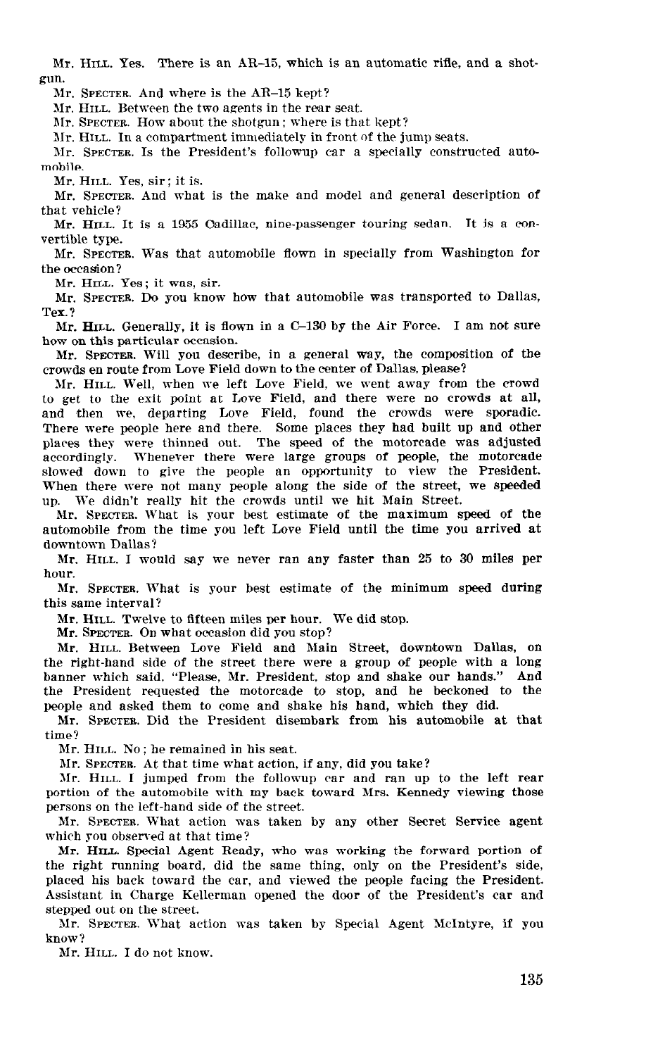Mr. HILL. Yes. There is an AR-15, which is an automatic rifle, and a shotgun.

Mr. SPECTER. And where is the AR-15 kept?

Mr. HILL. Between the two agents in the rear seat.

Mr. SPECTER. How about the shotgun; where is that kept?

Mr. HILL. In a compartment immediately in front of the jump seats.

Mr. SPECTER. Is the President's followup car a specially constructed automobile.

Mr. HILL. Yes, sir; it is.

Mr. SPECTER. And what is the make and model and general description of that vehicle?

Mr. HILL. It is a 1955 Cadillac, nine-passenger touring sedan. It is a convertible type.

Mr. SPECTER. Was that automobile flown in specially from Washington for the occasion?

Mr. HILL. Yes; it was, sir.

Mr. SPECTER. Do you know how that automobile was transported to Dallas, Tex.?

Mr. HILL. Generally, it is flown in a C-130 by the Air Force. I am not sure how on this particular occasion.

Mr. SPECTER. Will you describe, in a general way, the composition of the crowds en route from Love Field down to the center of Dallas, please?

Mr. HILL. Well, when we left Love Field, we went away from the crowd to get to the exit point at Love Field, and there were no crowds at all, and then we, departing Love Field, found the crowds were sporadic. There were people here and there. Some places they had built up and other places they were thinned out. The speed of the motorcade was adjusted accordingly. Whenever there were large groups of people, the motorcade slowed down to give the people an opportunity to view the President. When there were not many people along the side of the street, we speeded up. We didn't really hit the crowds until we hit Main Street.

Mr. SPECTER. What is your best estimate of the maximum speed of the automobile from the time you left Love Field until the time you arrived at downtown Dallas?

Mr. HILL. I would say we never ran any faster than 25 to 30 miles per hour.

Mr. SPECTER. What is your best estimate of the minimum speed during this same interval?

Mr. HILL. Twelve to fifteen miles per hour. We did stop.

Mr. SPECTER. On what occasion did you stop?

Mr. HILL. Between Love Field and Main Street, downtown Dallas, on the right-hand side of the street there were a group of people with a long banner which said, "Please, Mr. President, stop and shake our hands." And the President requested the motorcade to stop, and he beckoned to the people and asked them to come and shake his hand, which they did.

Mr. SPECTER. Did the President disembark from his automobile at that time?

Mr. HILL. No; he remained in his seat.

Mr. SPECTER. At that time what action, if any, did you take?

Mr. HILL. I jumped from the followup car and ran up to the left rear portion of the automobile with my back toward Mrs. Kennedy viewing those persons on the left-hand side of the street.

Mr. SPECTER. What action was taken by any other Secret Service agent which you observed at that time?

Mr. HILL. Special Agent Ready, who was working the forward portion of the right running board, did the same thing, only on the President's side, placed his back toward the car, and viewed the people facing the President. Assistant in Charge Kellerman opened the door of the President's car and stepped out on the street.

Mr. SPECTER. What action was taken by Special Agent McIntyre, if you know?

Mr. HILL. I do not know.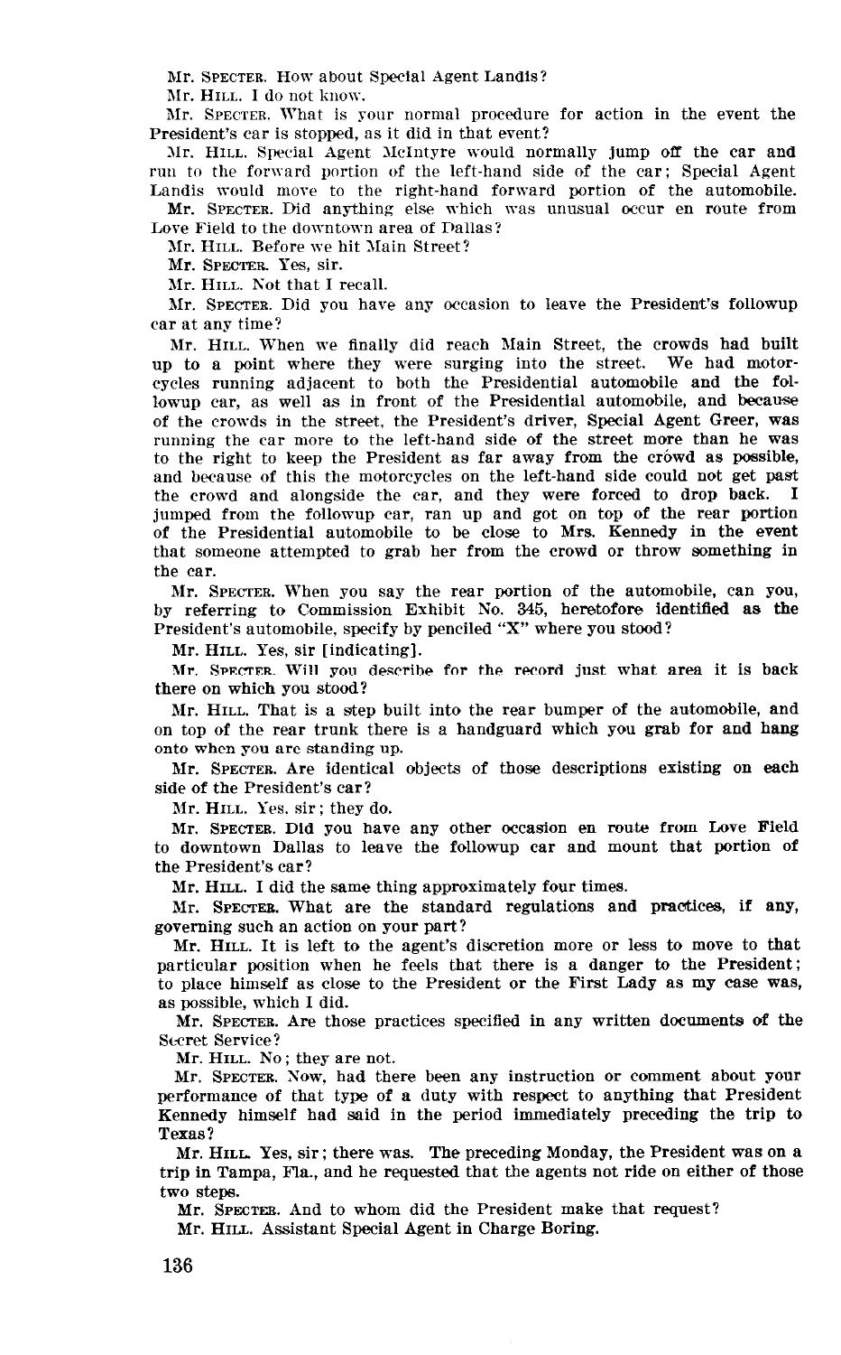Mr. SPECTER. How about Special Agent Landis?

Mr. HILL. I do not know.

Mr. SPECTER. What is your normal procedure for action in the event the President's car is stopped, as it did in that event?

Mr. HILL. Special Agent McIntyre would normally jump off the car and run to the forward portion of the left-hand side of the car; Special Agent Landis would move to the right-hand forward portion of the automobile.

Mr. SPECTER. Did anything else which was unusual occur en route from Love Field to the downtown area of Dallas?

Mr. HILL. Before we hit Main Street?

Mr. SPECTER. Yes, sir.

Mr. HILL. Not that I recall.

Mr. SPECTER. Did you have any occasion to leave the President's followup car at any time?

Mr. HILL. When we finally did reach Main Street, the crowds had built up to a point where they were surging into the street. We had motorcycles running adjacent to both the Presidential automobile and the followup car, as well as in front of the Presidential automobile, and because of the crowds in the street, the President's driver, Special Agent Greer, was running the car more to the left-hand side of the street more than he was to the right to keep the President as far away from the crowd as possible, and because of this the motorcycles on the left-hand side could not get past the crowd and alongside the car, and they were forced to drop back. I jumped from the followup car, ran up and got on top of the rear portion of the Presidential automobile to be close to Mrs. Kennedy in the event that someone attempted to grab her from the crowd or throw something in the car.

Mr. SPECTER. When you say the rear portion of the automobile, can you, by referring to Commission Exhibit No. 345, heretofore identified as the President's automobile, specify by penciled "X" where you stood?

Mr. HILL. Yes, sir [indicating].

Mr. SPECTER. Will you describe for the record just what area it is back there on which you stood?

Mr. HILL. That is a step built into the rear bumper of the automobile, and on top of the rear trunk there is a handguard which you grab for and hang onto when you are standing up.

Mr. SPECTER. Are identical objects of those descriptions existing on each side of the President's car?

Mr. HILL. Yes, sir; they do.

Mr. SPECTER. Did you have any other occasion en route from Love Field to downtown Dallas to leave the followup car and mount that portion of the President's car?

Mr. HILL. I did the same thing approximately four times.

Mr. SPECTER. What are the standard regulations and practices, if any, governing such an action on your part?

Mr. HILL. It is left to the agent's discretion more or less to move to that particular position when he feels that there is a danger to the President; to place himself as close to the President or the First Lady as my case was, as possible, which I did.

Mr. SPECTER. Are those practices specified in any written documents of the Secret Service?

Mr. HILL. No; they are not.

Mr. SPECTER. Now, had there been any instruction or comment about your performance of that type of a duty with respect to anything that President Kennedy himself had said in the period immediately preceding the trip to Texas?

Mr. HILL. Yes, sir; there was. The preceding Monday, the President was on a trip in Tampa, Fla., and he requested that the agents not ride on either of those two steps.

Mr. SPECTER. And to whom did the President make that request?

Mr. HILL. Assistant Special Agent in Charge Boring.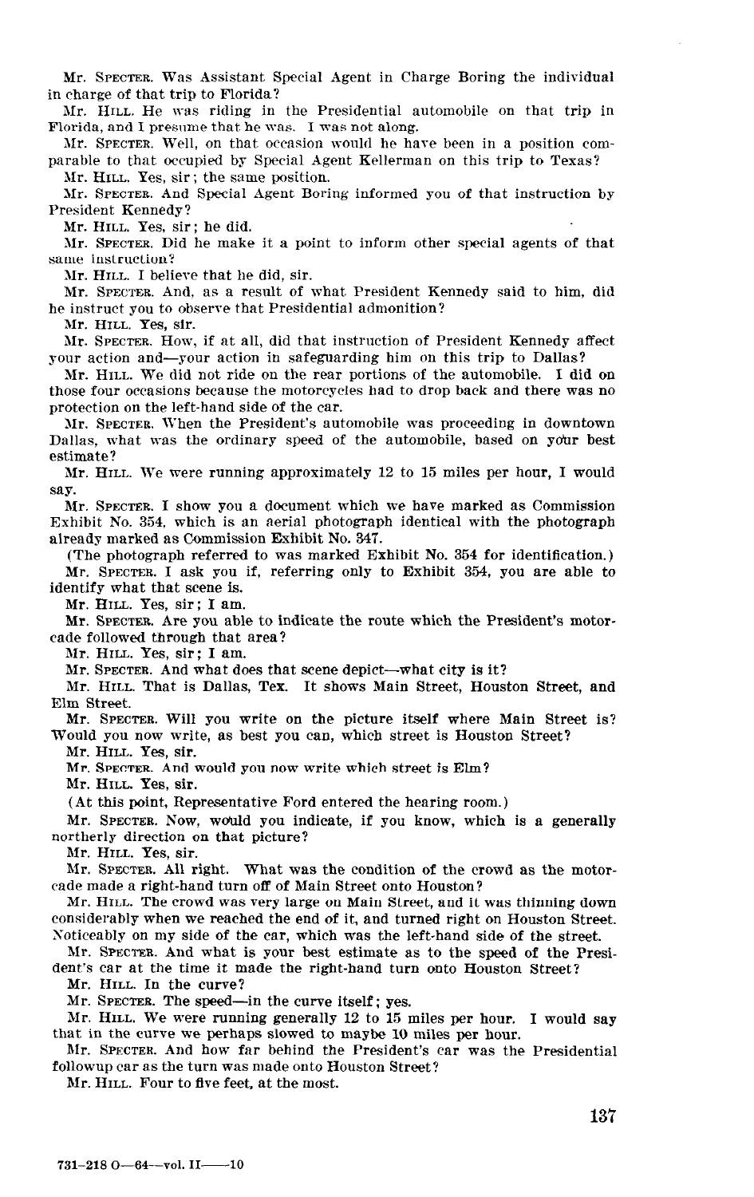Mr. SPECTER. Was Assistant Special Agent in Charge Boring the individual in charge of that trip to Florida?

Mr. HILL. He was riding in the Presidential automobile on that trip in Florida, and I presume that he was. I was not along.

Mr. SPECTER. Well, on that occasion would he have been in a position comparable to that occupied by Special Agent Kellerman on this trip to Texas?

Mr. HILL. Yes, sir; the same position.

Mr. SPECTER. And Special Agent Boring informed you of that instruction by President Kennedy?

Mr. HILL. Yes, sir; he did.

Mr. SPECTER. Did he make it a point to inform other special agents of that same instruction?

Mr. HILL. I believe that he did, sir.

Mr. SPECTER. And, as a result of what President Kennedy said to him, did he instruct you to observe that Presidential admonition?

Mr. HILL. Yes, sir.

Mr. SPECTER. How, if at all, did that instruction of President Kennedy affect your action and—your action in safeguarding him on this trip to Dallas?

Mr. HILL. We did not ride on the rear portions of the automobile. I did on those four occasions because the motorcycles had to drop back and there was no protection on the left-hand side of the car.

Mr. SPECTER. When the President's automobile was proceeding in downtown Dallas, what was the ordinary speed of the automobile, based on your best estimate?

Mr. HILL. We were running approximately 12 to 15 miles per hour, I would say.

Mr. SPECTER. I show you a document which we have marked as Commission Exhibit No. 354, which is an aerial photograph identical with the photograph already marked as Commission Exhibit No. 347.

(The photograph referred to was marked Exhibit No. 354 for identification.)

Mr. SPECTER. I ask you if, referring only to Exhibit 354, you are able to identify what that scene is.

Mr. HILL. Yes, sir; I am.

Mr. SPECTER. Are you able to indicate the route which the President's motorcade followed through that area?

Mr. HILL. Yes, sir; I am.

Mr. SPECTER. And what does that scene depict—what city is it?

Mr. HILL. That is Dallas, Tex. It shows Main Street, Houston Street, and Elm Street.

Mr. SPECTER. Will you write on the picture itself where Main Street is? Would you now write, as best you can, which street is Houston Street?

Mr. HILL. Yes, sir.

Mr. SPECTER. And would you now write which street is Elm?

Mr. HILL. Yes, sir.

(At this point, Representative Ford entered the hearing room.)

Mr. SPECTER. Now, would you indicate, if you know, which is a generally northerly direction on that picture?

Mr. HILL. Yes, sir.

Mr. SPECTER. All right. What was the condition of the crowd as the motorcade made a right-hand turn off of Main Street onto Houston?

Mr. HILL. The crowd was very large on Main Street, and it was thinning down considerably when we reached the end of it, and turned right on Houston Street. Noticeably on my side of the car, which was the left-hand side of the street.

Mr. SPECTER. And what is your best estimate as to the speed of the President's car at the time it made the right-hand turn onto Houston Street?

Mr. HILL. In the curve?

Mr. SPECTER. The speed—in the curve itself; yes.

Mr. HILL. We were running generally 12 to 15 miles per hour. I would say that in the curve we perhaps slowed to maybe 10 miles per hour.

Mr. SPECTER. And how far behind the President's car was the Presidential followup car as the turn was made onto Houston Street?

Mr. HILL. Four to five feet, at the most.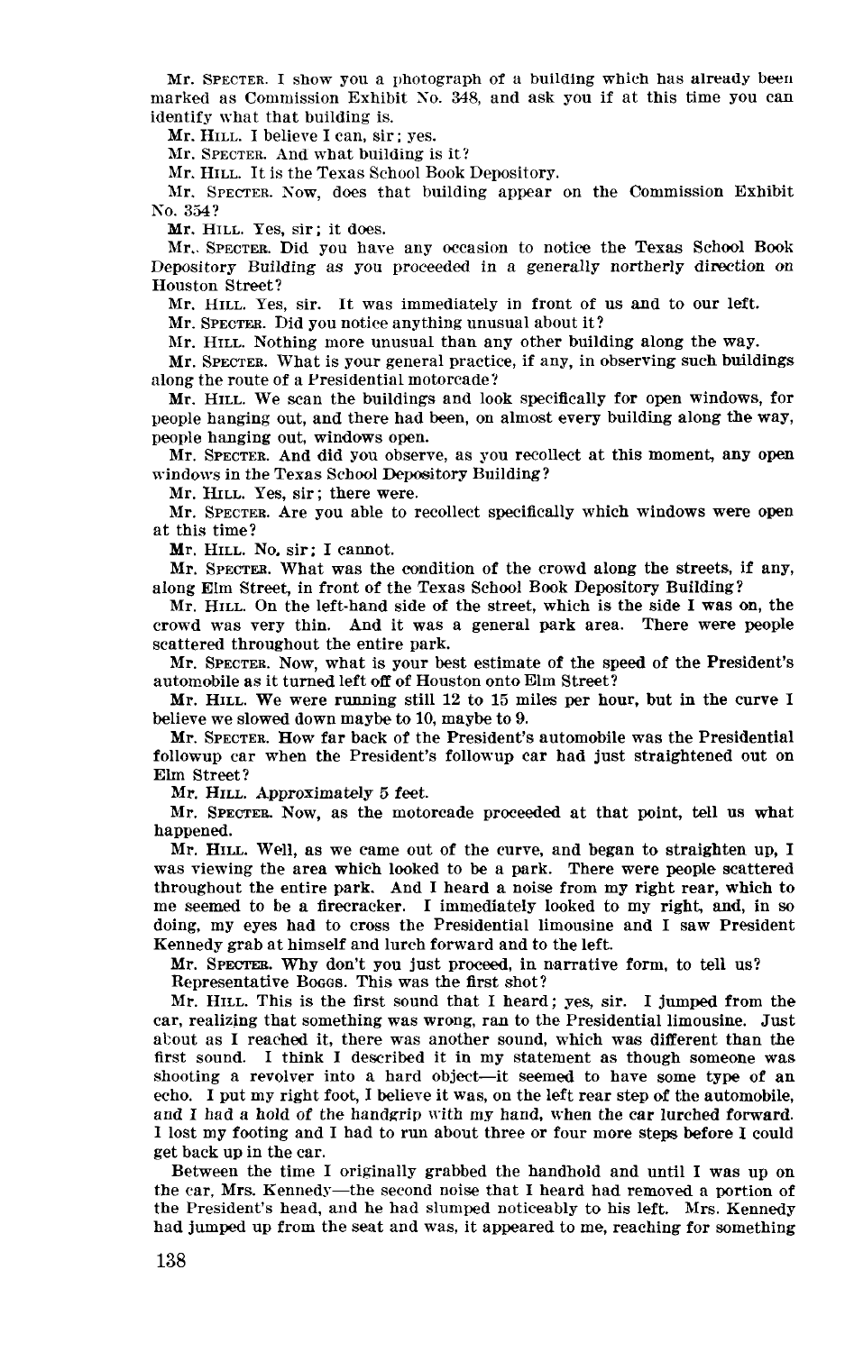Mr. SPECTER. I show you a photograph of a building which has already been marked as Commission Exhibit No. 348, and ask you if at this time you can identify what that building is.

Mr. HILL. I believe I can, sir; yes.

Mr. SPECTER. And what building is it?

Mr. HILL. It is the Texas School Book Depository.

Mr. SPECTER. Now, does that building appear on the Commission Exhibit No. 354?

Mr. HILL. Yes, sir; it does.

Mr. SPECTER. Did you have any occasion to notice the Texas School Book Depository Building as you proceeded in a generally northerly direction on Houston Street?

Mr. HILL. Yes, sir. It was immediately in front of us and to our left.

Mr. SPECTER. Did you notice anything unusual about it?

Mr. HILL. Nothing more unusual than any other building along the way.

Mr. SPECTER. What is your general practice, if any, in observing such buildings along the route of a Presidential motorcade?

Mr. HILL. We scan the buildings and look specifically for open windows, for people hanging out, and there had been, on almost every building along the way, people hanging out, windows open.

Mr. SPECTER. And did you observe, as you recollect at this moment, any open windows in the Texas School Depository Building?

Mr. HILL. Yes, sir; there were.

Mr. SPECTER. Are you able to recollect specifically which windows were open at this time?

Mr. HILL. No, sir; I cannot.

Mr. SPECTER. What was the condition of the crowd along the streets, if any, along Elm Street, in front of the Texas School Book Depository Building?

Mr. HILL. On the left-hand side of the street, which is the side I was on, the crowd was very thin. And it was a general park area. There were people scattered throughout the entire park.

Mr. SPECTER. Now, what is your best estimate of the speed of the President's automobile as it turned left off of Houston onto Elm Street?

Mr. HILL. We were running still 12 to 15 miles per hour, but in the curve I believe we slowed down maybe to 10, maybe to 9.

Mr. SPECTER. How far back of the President's automobile was the Presidential followup car when the President's followup car had just straightened out on Elm Street?

Mr. HILL. Approximately 5 feet.

Mr. SPECTER. Now, as the motorcade proceeded at that point, tell us what happened.

Mr. HILL. Well, as we came out of the curve, and began to straighten up, I was viewing the area which looked to be a park. There were people scattered throughout the entire park. And I heard a noise from my right rear, which to me seemed to be a firecracker. I immediately looked to my right, and, in so doing, my eyes had to cross the Presidential limousine and I saw President Kennedy grab at himself and lurch forward and to the left.

Mr. SPECTER. Why don't you just proceed, in narrative form, to tell us?

Representative BOGGS. This was the first shot?

Mr. HILL. This is the first sound that I heard; yes, sir. I jumped from the car, realizing that something was wrong, ran to the Presidential limousine. Just about as I reached it, there was another sound, which was different than the first sound. I think I described it in my statement as though someone was shooting a revolver into a hard object—it seemed to have some type of an echo. I put my right foot, I believe it was, on the left rear step of the automobile, and I had a hold of the handgrip with my hand, when the car lurched forward. I lost my footing and I had to run about three or four more steps before I could get back up in the car.

Between the time I originally grabbed the handhold and until I was up on the car, Mrs. Kennedy—the second noise that I heard had removed a portion of the President's head, and he had slumped noticeably to his left. Mrs. Kennedy had jumped up from the seat and was, it appeared to me, reaching for something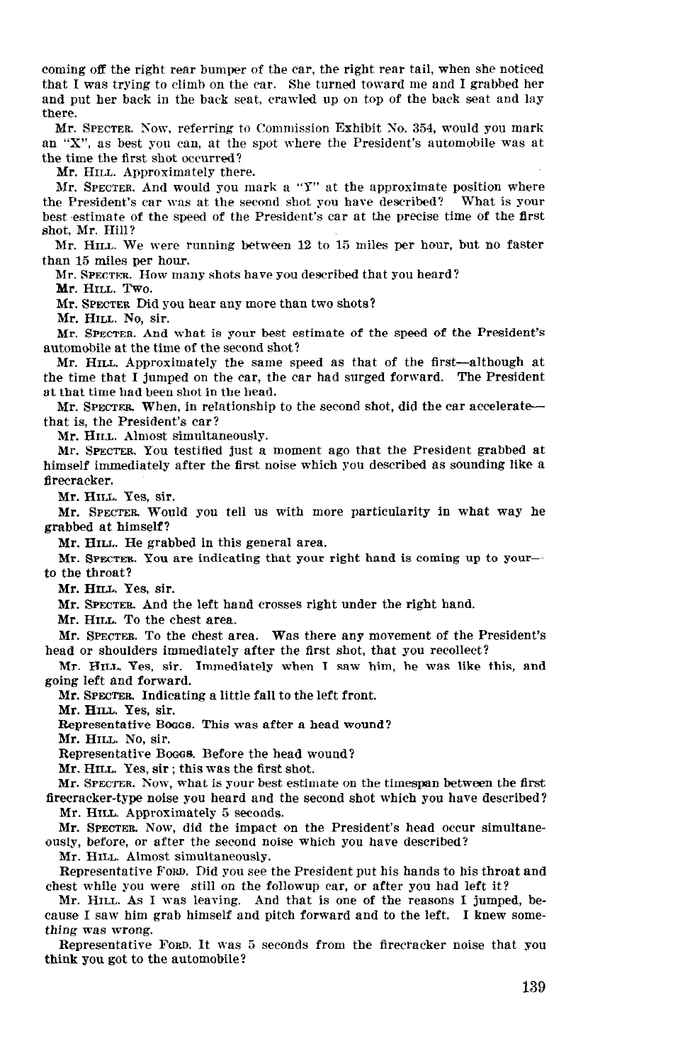coming off the right rear bumper of the car, the right rear tail, when she noticed that I was trying to climb on the car. She turned toward me and I grabbed her and put her back in the back seat, crawled up on top of the back seat and lay there.

Mr. SPECTER. Now, referring to Commission Exhibit No. 354, would you mark an "X", as best you can, at the spot where the President's automobile was at the time the first shot occurred?

Mr. HILL. Approximately there.

Mr. SPECTER. And would you mark a "Y" at the approximate position where the President's car was at the second shot you have described? What is your best estimate of the speed of the President's car at the precise time of the first shot, Mr. Hill?

Mr. HILL. We were running between 12 to 15 miles per hour, but no faster than 15 miles per hour.

Mr. SPECTER. How many shots have you described that you heard?

Mr. HILL. Two.

Mr. SPECTER Did you hear any more than two shots?

Mr. HILL. No, sir.

Mr. SPECTER. And what is your best estimate of the speed of the President's automobile at the time of the second shot?

Mr. HILL. Approximately the same speed as that of the first—although at the time that I jumped on the car, the car had surged forward. The President at that time had been shot in the head.

Mr. SPECTER. When, in relationship to the second shot, did the car accelerate—that is, the President's car?

Mr. HILL. Almost simultaneously.

Mr. SPECTER. You testified just a moment ago that the President grabbed at himself immediately after the first noise which you described as sounding like a firecracker.

Mr. HILL. Yes, sir.

Mr. SPECTER. Would you tell us with more particularity in what way he grabbed at himself?

Mr. HILL. He grabbed in this general area.

Mr. SPECTER. You are indicating that your right hand is coming up to your—to the throat?

Mr. HILL. Yes, sir.

Mr. SPECTER. And the left hand crosses right under the right hand.

Mr. HILL. To the chest area.

Mr. SPECTER. To the chest area. Was there any movement of the President's head or shoulders immediately after the first shot, that you recollect?

Mr. HILL. Yes, sir. Immediately when I saw him, he was like this, and going left and forward.

Mr. SPECTER. Indicating a little fall to the left front.

Mr. HILL. Yes, sir.

Representative BOGGS. This was after a head wound?

Mr. HILL. No, sir.

Representative BOGGS. Before the head wound?

Mr. HILL. Yes, sir; this was the first shot.

Mr. SPECTER. Now, what is your best estimate on the timespan between the first firecracker-type noise you heard and the second shot which you have described?

Mr. HILL. Approximately 5 seconds.

Mr. SPECTER. Now, did the impact on the President's head occur simultaneously, before, or after the second noise which you have described?

Mr. HILL. Almost simultaneously.

Representative FORD. Did you see the President put his hands to his throat and chest while you were still on the followup car, or after you had left it?

Mr. HILL. As I was leaving. And that is one of the reasons I jumped, because I saw him grab himself and pitch forward and to the left. I knew something was wrong.

Representative FORD. It was 5 seconds from the firecracker noise that you think you got to the automobile?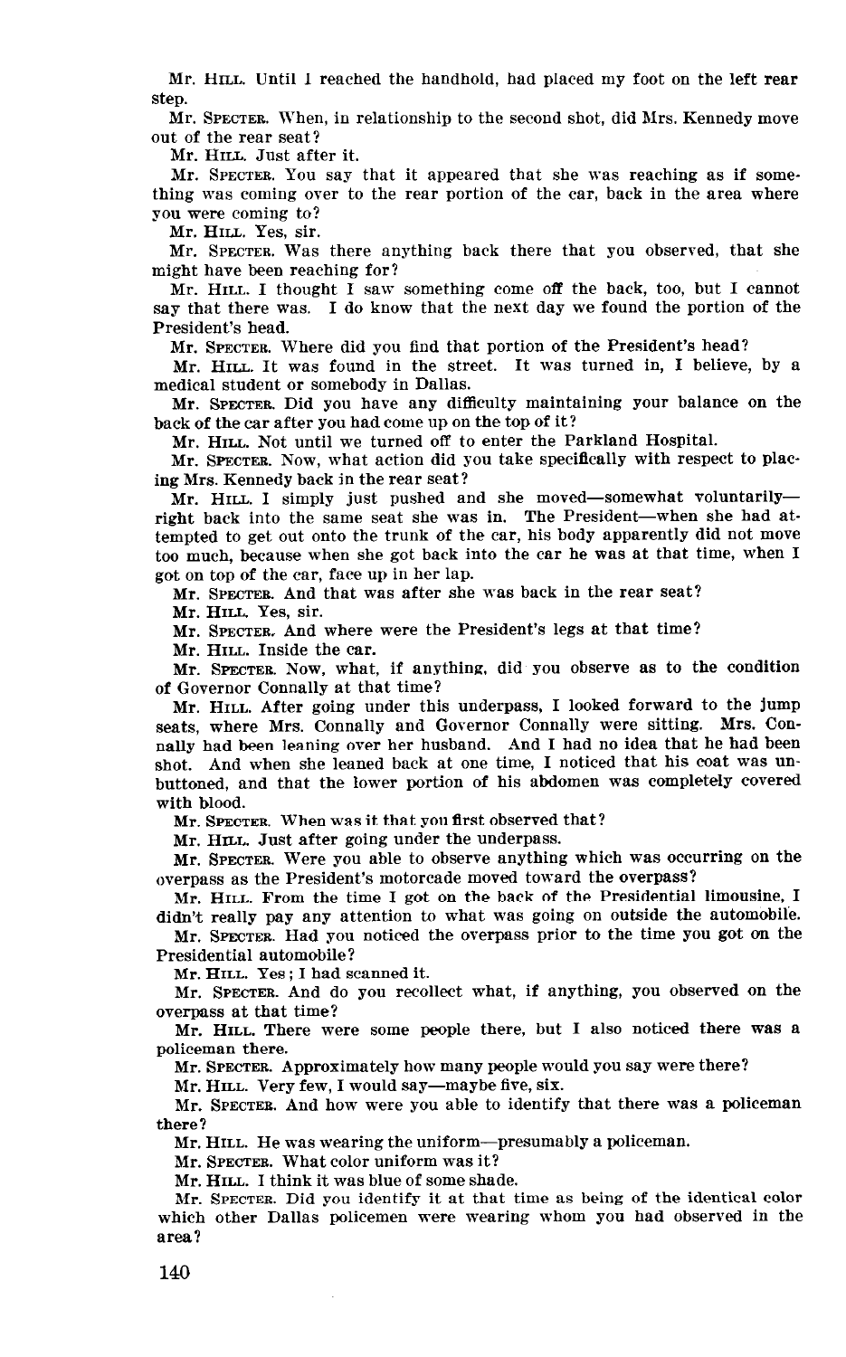Mr. HILL. Until I reached the handhold, had placed my foot on the left rear step.

Mr. SPECTER. When, in relationship to the second shot, did Mrs. Kennedy move out of the rear seat?

Mr. HILL. Just after it.

Mr. SPECTER. You say that it appeared that she was reaching as if something was coming over to the rear portion of the car, back in the area where you were coming to?

Mr. HILL. Yes, sir.

Mr. SPECTER. Was there anything back there that you observed, that she might have been reaching for?

Mr. HILL. I thought I saw something come off the back, too, but I cannot say that there was. I do know that the next day we found the portion of the President's head.

Mr. SPECTER. Where did you find that portion of the President's head?

Mr. HILL. It was found in the street. It was turned in, I believe, by a medical student or somebody in Dallas.

Mr. SPECTER. Did you have any difficulty maintaining your balance on the back of the car after you had come up on the top of it?

Mr. HILL. Not until we turned off to enter the Parkland Hospital.

Mr. SPECTER. Now, what action did you take specifically with respect to placing Mrs. Kennedy back in the rear seat?

Mr. HILL. I simply just pushed and she moved—somewhat voluntarily—right back into the same seat she was in. The President—when she had attempted to get out onto the trunk of the car, his body apparently did not move too much, because when she got back into the car he was at that time, when I got on top of the car, face up in her lap.

Mr. SPECTER. And that was after she was back in the rear seat?

Mr. HILL. Yes, sir.

Mr. SPECTER. And where were the President's legs at that time?

Mr. HILL. Inside the car.

Mr. SPECTER. Now, what, if anything, did you observe as to the condition of Governor Connally at that time?

Mr. HILL. After going under this underpass, I looked forward to the jump seats, where Mrs. Connally and Governor Connally were sitting. Mrs. Connally had been leaning over her husband. And I had no idea that he had been shot. And when she leaned back at one time, I noticed that his coat was unbuttoned, and that the lower portion of his abdomen was completely covered with blood.

Mr. SPECTER. When was it that you first observed that?

Mr. HILL. Just after going under the underpass.

Mr. SPECTER. Were you able to observe anything which was occurring on the overpass as the President's motorcade moved toward the overpass?

Mr. HILL. From the time I got on the back of the Presidential limousine, I didn't really pay any attention to what was going on outside the automobile.

Mr. SPECTER. Had you noticed the overpass prior to the time you got on the Presidential automobile?

Mr. HILL. Yes; I had scanned it.

Mr. SPECTER. And do you recollect what, if anything, you observed on the overpass at that time?

Mr. HILL. There were some people there, but I also noticed there was a policeman there.

Mr. SPECTER. Approximately how many people would you say were there?

Mr. HILL. Very few, I would say—maybe five, six.

Mr. SPECTER. And how were you able to identify that there was a policeman there?

Mr. HILL. He was wearing the uniform—presumably a policeman.

Mr. SPECTER. What color uniform was it?

Mr. HILL. I think it was blue of some shade.

Mr. SPECTER. Did you identify it at that time as being of the identical color which other Dallas policemen were wearing whom you had observed in the area?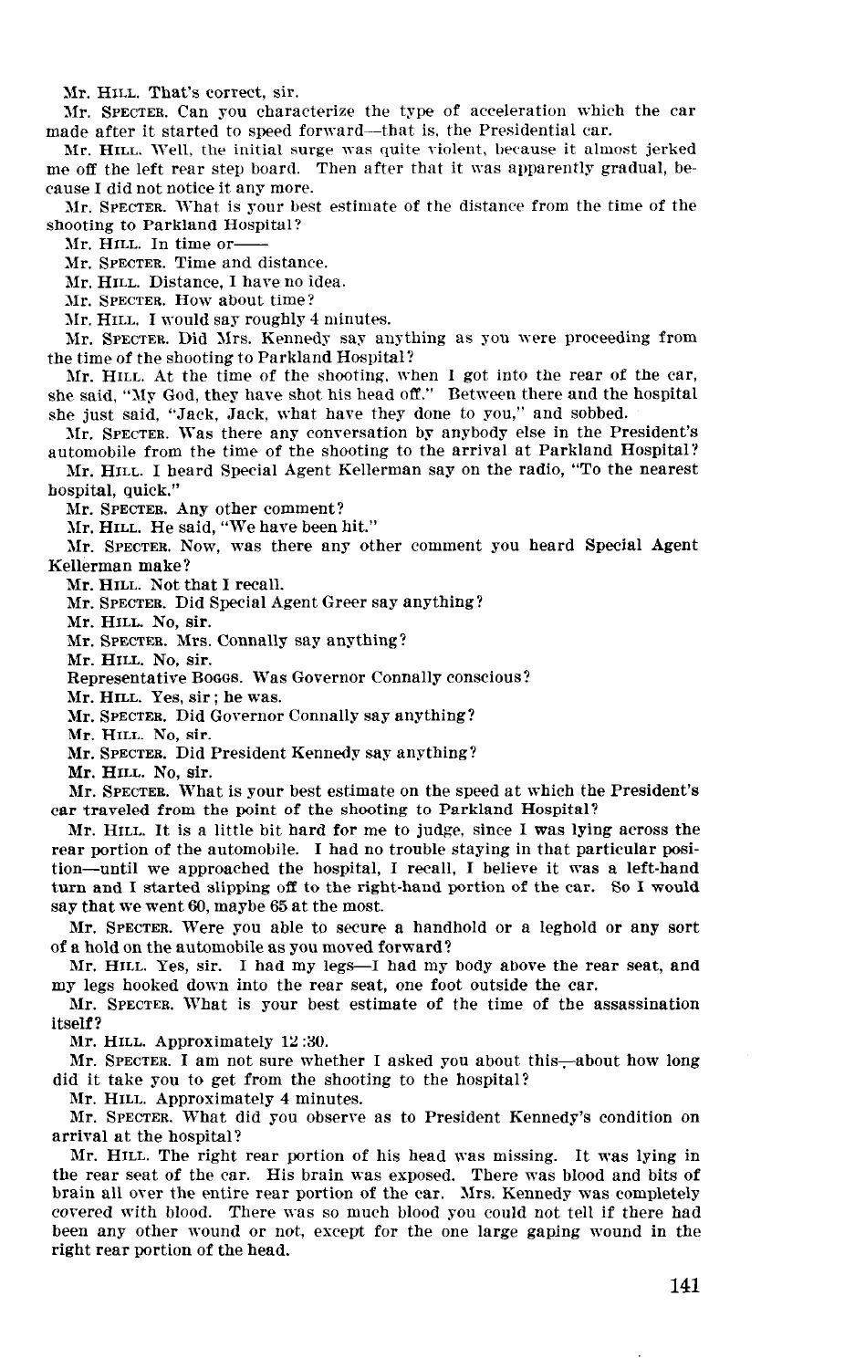Mr. HILL. That's correct, sir.

Mr. SPECTER. Can you characterize the type of acceleration which the car made after it started to speed forward—that is, the Presidential car.

Mr. HILL. Well, the initial surge was quite violent, because it almost jerked me off the left rear step board. Then after that it was apparently gradual, because I did not notice it any more.

Mr. SPECTER. What is your best estimate of the distance from the time of the shooting to Parkland Hospital?

Mr. HILL. In time or——

Mr. SPECTER. Time and distance.

Mr. HILL. Distance, I have no idea.

Mr. SPECTER. How about time?

Mr. HILL. I would say roughly 4 minutes.

Mr. SPECTER. Did Mrs. Kennedy say anything as you were proceeding from the time of the shooting to Parkland Hospital?

Mr. HILL. At the time of the shooting, when I got into the rear of the car, she said, "My God, they have shot his head off." Between there and the hospital she just said, "Jack, Jack, what have they done to you," and sobbed.

Mr. SPECTER. Was there any conversation by anybody else in the President's automobile from the time of the shooting to the arrival at Parkland Hospital?

Mr. HILL. I heard Special Agent Kellerman say on the radio, "To the nearest hospital, quick."

Mr. SPECTER. Any other comment?

Mr. HILL. He said, "We have been hit."

Mr. SPECTER. Now, was there any other comment you heard Special Agent Kellerman make?

Mr. HILL. Not that I recall.

Mr. SPECTER. Did Special Agent Greer say anything?

Mr. HILL. No, sir.

Mr. SPECTER. Mrs. Connally say anything?

Mr. HILL. No, sir.

Representative BOGGS. Was Governor Connally conscious?

Mr. HILL. Yes, sir; he was.

Mr. SPECTER. Did Governor Connally say anything?

Mr. HILL. No, sir.

Mr. SPECTER. Did President Kennedy say anything?

Mr. HILL. No, sir.

Mr. SPECTER. What is your best estimate on the speed at which the President's car traveled from the point of the shooting to Parkland Hospital?

Mr. HILL. It is a little bit hard for me to judge, since I was lying across the rear portion of the automobile. I had no trouble staying in that particular position—until we approached the hospital, I recall, I believe it was a left-hand turn and I started slipping off to the right-hand portion of the car. So I would say that we went 60, maybe 65 at the most.

Mr. SPECTER. Were you able to secure a handhold or a leghold or any sort of a hold on the automobile as you moved forward?

Mr. HILL. Yes, sir. I had my legs—I had my body above the rear seat, and my legs hooked down into the rear seat, one foot outside the car.

Mr. SPECTER. What is your best estimate of the time of the assassination itself?

Mr. HILL. Approximately 12:30.

Mr. SPECTER. I am not sure whether I asked you about this—about how long did it take you to get from the shooting to the hospital?

Mr. HILL. Approximately 4 minutes.

Mr. SPECTER. What did you observe as to President Kennedy's condition on arrival at the hospital?

Mr. HILL. The right rear portion of his head was missing. It was lying in the rear seat of the car. His brain was exposed. There was blood and bits of brain all over the entire rear portion of the car. Mrs. Kennedy was completely covered with blood. There was so much blood you could not tell if there had been any other wound or not, except for the one large gaping wound in the right rear portion of the head.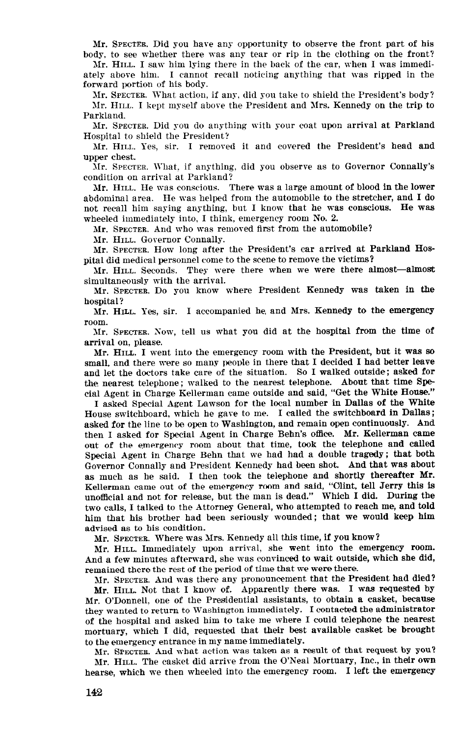Mr. SPECTER. Did you have any opportunity to observe the front part of his body, to see whether there was any tear or rip in the clothing on the front?

Mr. HILL. I saw him lying there in the back of the car, when I was immediately above him. I cannot recall noticing anything that was ripped in the forward portion of his body.

Mr. SPECTER. What action, if any, did you take to shield the President's body?

Mr. HILL. I kept myself above the President and Mrs. Kennedy on the trip to Parkland.

Mr. SPECTER. Did you do anything with your coat upon arrival at Parkland Hospital to shield the President?

Mr. HILL. Yes, sir. I removed it and covered the President's head and upper chest.

Mr. SPECTER. What, if anything, did you observe as to Governor Connally's condition on arrival at Parkland?

Mr. HILL. He was conscious. There was a large amount of blood in the lower abdominal area. He was helped from the automobile to the stretcher, and I do not recall him saying anything, but I know that he was conscious. He was wheeled immediately into, I think, emergency room No. 2.

Mr. SPECTER. And who was removed first from the automobile?

Mr. HILL. Governor Connally.

Mr. SPECTER. How long after the President's car arrived at Parkland Hospital did medical personnel come to the scene to remove the victims?

Mr. HILL. Seconds. They were there when we were there almost—almost simultaneously with the arrival.

Mr. SPECTER. Do you know where President Kennedy was taken in the hospital?

Mr. HILL. Yes, sir. I accompanied he and Mrs. Kennedy to the emergency room.

Mr. SPECTER. Now, tell us what you did at the hospital from the time of arrival on, please.

Mr. HILL. I went into the emergency room with the President, but it was so small, and there were so many people in there that I decided I had better leave and let the doctors take care of the situation. So I walked outside; asked for the nearest telephone; walked to the nearest telephone. About that time Special Agent in Charge Kellerman came outside and said, "Get the White House."

I asked Special Agent Lawson for the local number in Dallas of the White House switchboard, which he gave to me. I called the switchboard in Dallas; asked for the line to be open to Washington, and remain open continuously. And then I asked for Special Agent in Charge Behn's office. Mr. Kellerman came out of the emergency room about that time, took the telephone and called Special Agent in Charge Behn that we had had a double tragedy; that both Governor Connally and President Kennedy had been shot. And that was about as much as he said. I then took the telephone and shortly thereafter Mr. Kellerman came out of the emergency room and said, "Clint, tell Jerry this is unofficial and not for release, but the man is dead." Which I did. During the two calls, I talked to the Attorney General, who attempted to reach me, and told him that his brother had been seriously wounded; that we would keep him advised as to his condition.

Mr. SPECTER. Where was Mrs. Kennedy all this time, if you know?

Mr. HILL. Immediately upon arrival, she went into the emergency room. And a few minutes afterward, she was convinced to wait outside, which she did, remained there the rest of the period of time that we were there.

Mr. SPECTER. And was there any pronouncement that the President had died?

Mr. HILL. Not that I know of. Apparently there was. I was requested by Mr. O'Donnell, one of the Presidential assistants, to obtain a casket, because they wanted to return to Washington immediately. I contacted the administrator of the hospital and asked him to take me where I could telephone the nearest mortuary, which I did, requested that their best available casket be brought to the emergency entrance in my name immediately.

Mr. SPECTER. And what action was taken as a result of that request by you?

Mr. HILL. The casket did arrive from the O'Neal Mortuary, Inc., in their own hearse, which we then wheeled into the emergency room. I left the emergency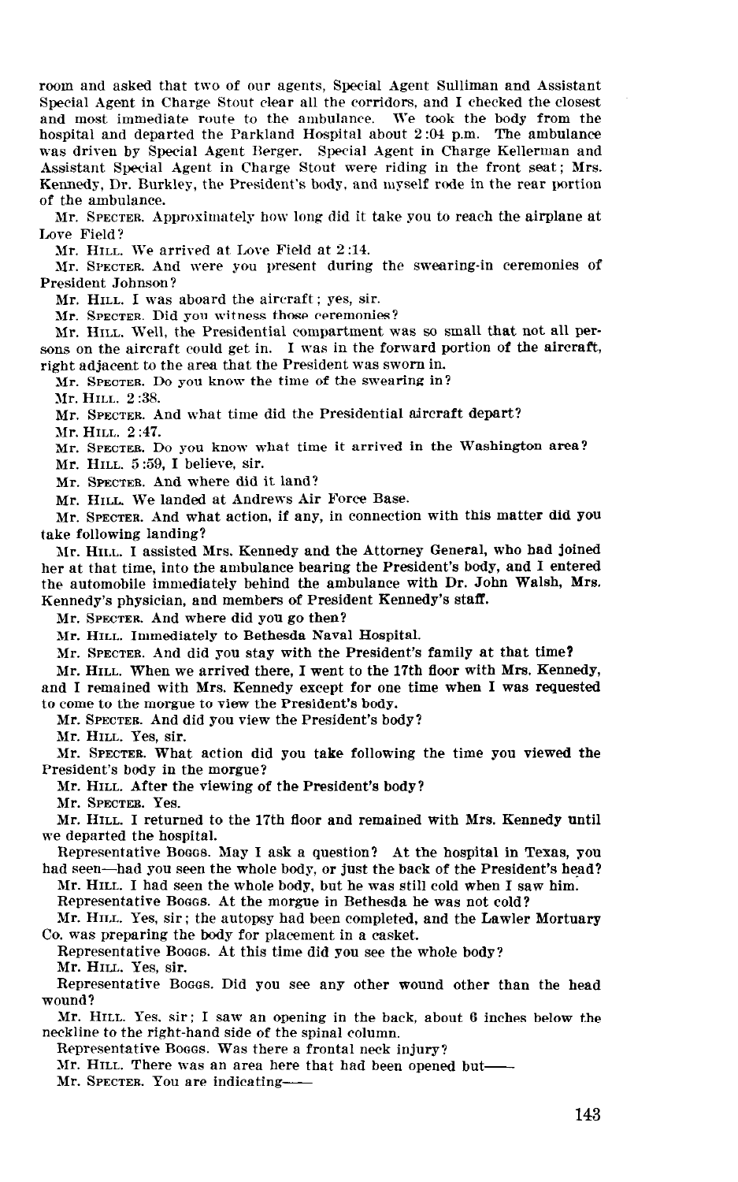room and asked that two of our agents, Special Agent Sulliman and Assistant Special Agent in Charge Stout clear all the corridors, and I checked the closest and most immediate route to the ambulance. We took the body from the hospital and departed the Parkland Hospital about 2:04 p.m. The ambulance was driven by Special Agent Berger. Special Agent in Charge Kellerman and Assistant Special Agent in Charge Stout were riding in the front seat; Mrs. Kennedy, Dr. Burkley, the President's body, and myself rode in the rear portion of the ambulance.

Mr. SPECTER. Approximately how long did it take you to reach the airplane at Love Field?

Mr. HILL. We arrived at Love Field at 2:14.

Mr. SPECTER. And were you present during the swearing-in ceremonies of President Johnson?

Mr. HILL. I was aboard the aircraft; yes, sir.

Mr. SPECTER. Did you witness those ceremonies?

Mr. HILL. Well, the Presidential compartment was so small that not all persons on the aircraft could get in. I was in the forward portion of the aircraft, right adjacent to the area that the President was sworn in.

Mr. SPECTER. Do you know the time of the swearing in?

Mr. HILL. 2:38.

Mr. SPECTER. And what time did the Presidential aircraft depart?

Mr. HILL. 2:47.

Mr. SPECTER. Do you know what time it arrived in the Washington area?

Mr. HILL. 5:59, I believe, sir.

Mr. SPECTER. And where did it land?

Mr. HILL. We landed at Andrews Air Force Base.

Mr. SPECTER. And what action, if any, in connection with this matter did you take following landing?

Mr. HILL. I assisted Mrs. Kennedy and the Attorney General, who had joined her at that time, into the ambulance bearing the President's body, and I entered the automobile immediately behind the ambulance with Dr. John Walsh, Mrs. Kennedy's physician, and members of President Kennedy's staff.

Mr. SPECTER. And where did you go then?

Mr. HILL. Immediately to Bethesda Naval Hospital.

Mr. SPECTER. And did you stay with the President's family at that time?

Mr. HILL. When we arrived there, I went to the 17th floor with Mrs. Kennedy, and I remained with Mrs. Kennedy except for one time when I was requested to come to the morgue to view the President's body.

Mr. SPECTER. And did you view the President's body?

Mr. HILL. Yes, sir.

Mr. SPECTER. What action did you take following the time you viewed the President's body in the morgue?

Mr. HILL. After the viewing of the President's body?

Mr. SPECTER. Yes.

Mr. HILL. I returned to the 17th floor and remained with Mrs. Kennedy until we departed the hospital.

Representative BOGGS. May I ask a question? At the hospital in Texas, you had seen—had you seen the whole body, or just the back of the President's head?

Mr. HILL. I had seen the whole body, but he was still cold when I saw him.

Representative BOGGS. At the morgue in Bethesda he was not cold?

Mr. HILL. Yes, sir; the autopsy had been completed, and the Lawler Mortuary Co. was preparing the body for placement in a casket.

Representative BOGGS. At this time did you see the whole body?

Mr. HILL. Yes, sir.

Representative BOGGS. Did you see any other wound other than the head wound?

Mr. HILL. Yes, sir; I saw an opening in the back, about 6 inches below the neckline to the right-hand side of the spinal column.

Representative BOGGS. Was there a frontal neck injury?

Mr. HILL. There was an area here that had been opened but——

Mr. SPECTER. You are indicating——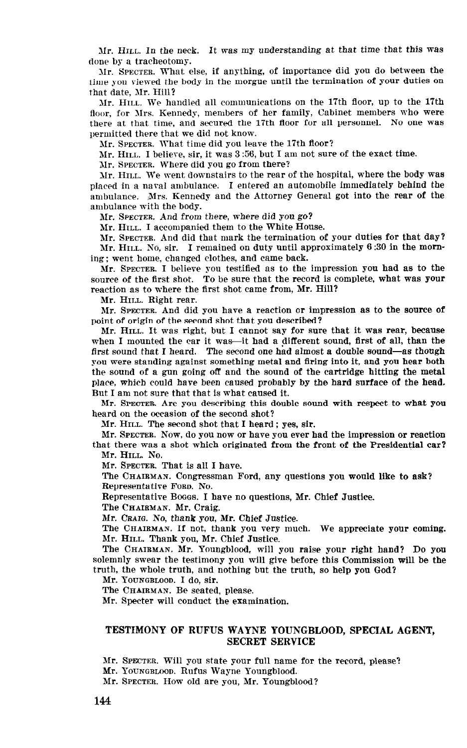Mr. HILL. In the neck. It was my understanding at that time that this was done by a tracheotomy.

Mr. SPECTER. What else, if anything, of importance did you do between the time you viewed the body in the morgue until the termination of your duties on that date, Mr. Hill?

Mr. HILL. We handled all communications on the 17th floor, up to the 17th floor, for Mrs. Kennedy, members of her family, Cabinet members who were there at that time, and secured the 17th floor for all personnel. No one was permitted there that we did not know.

Mr. SPECTER. What time did you leave the 17th floor?

Mr. HILL. I believe, sir, it was 3:56, but I am not sure of the exact time.

Mr. SPECTER. Where did you go from there?

Mr. HILL. We went downstairs to the rear of the hospital, where the body was placed in a naval ambulance. I entered an automobile immediately behind the ambulance. Mrs. Kennedy and the Attorney General got into the rear of the ambulance with the body.

Mr. SPECTER. And from there, where did you go?

Mr. HILL. I accompanied them to the White House.

Mr. SPECTER. And did that mark the termination of your duties for that day?

Mr. HILL. No, sir. I remained on duty until approximately 6:30 in the morning; went home, changed clothes, and came back.

Mr. SPECTER. I believe you testified as to the impression you had as to the source of the first shot. To be sure that the record is complete, what was your reaction as to where the first shot came from, Mr. Hill?

Mr. HILL. Right rear.

Mr. SPECTER. And did you have a reaction or impression as to the source of point of origin of the second shot that you described?

Mr. HILL. It was right, but I cannot say for sure that it was rear, because when I mounted the car it was—it had a different sound, first of all, than the first sound that I heard. The second one had almost a double sound—as though you were standing against something metal and firing into it, and you hear both the sound of a gun going off and the sound of the cartridge hitting the metal place, which could have been caused probably by the hard surface of the head. But I am not sure that that is what caused it.

Mr. SPECTER. Are you describing this double sound with respect to what you heard on the occasion of the second shot?

Mr. HILL. The second shot that I heard; yes, sir.

Mr. SPECTER. Now, do you now or have you ever had the impression or reaction that there was a shot which originated from the front of the Presidential car?

Mr. HILL. No.

Mr. SPECTER. That is all I have.

The CHAIRMAN. Congressman Ford, any questions you would like to ask?

Representative FORD. No.

Representative BOGGS. I have no questions, Mr. Chief Justice.

The CHAIRMAN. Mr. Craig.

Mr. CRAIG. No, thank you, Mr. Chief Justice.

The CHAIRMAN. If not, thank you very much. We appreciate your coming.

Mr. HILL. Thank you, Mr. Chief Justice.

The CHAIRMAN. Mr. Youngblood, will you raise your right hand? Do you solemnly swear the testimony you will give before this Commission will be the truth, the whole truth, and nothing but the truth, so help you God?

Mr. YOUNGBLOOD. I do, sir.

The CHAIRMAN. Be seated, please.

Mr. Specter will conduct the examination.

## TESTIMONY OF RUFUS WAYNE YOUNGBLOOD, SPECIAL AGENT, SECRET SERVICE

Mr. SPECTER. Will you state your full name for the record, please?

Mr. YOUNGBLOOD. Rufus Wayne Youngblood.

Mr. SPECTER. How old are you, Mr. Youngblood?